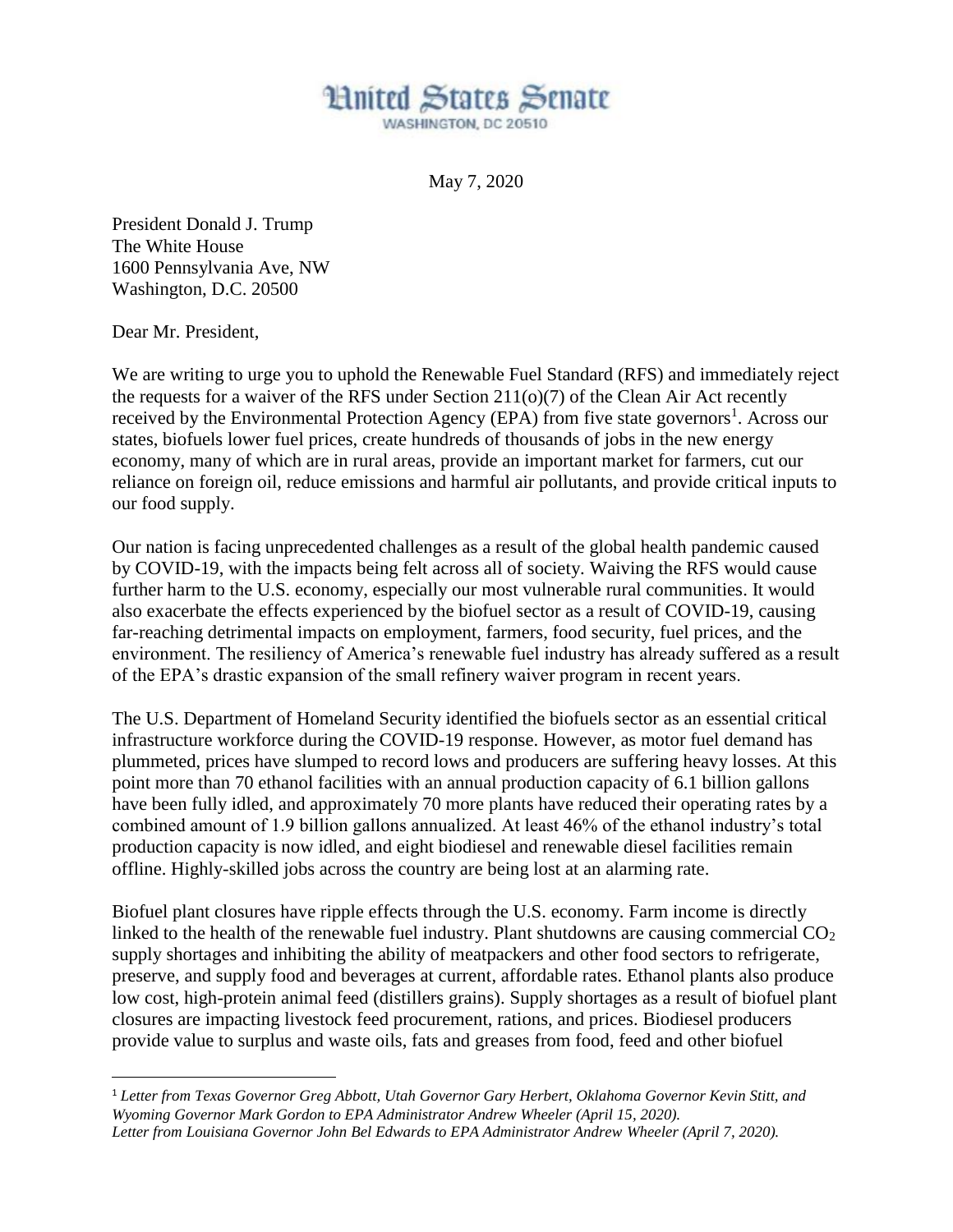# United States Senate

WASHINGTON, DC 20510

May 7, 2020

President Donald J. Trump
The White House
1600 Pennsylvania Ave, NW
Washington, D.C. 20500

Dear Mr. President,

We are writing to urge you to uphold the Renewable Fuel Standard (RFS) and immediately reject the requests for a waiver of the RFS under Section 211(o)(7) of the Clean Air Act recently received by the Environmental Protection Agency (EPA) from five state governors[1]. Across our states, biofuels lower fuel prices, create hundreds of thousands of jobs in the new energy economy, many of which are in rural areas, provide an important market for farmers, cut our reliance on foreign oil, reduce emissions and harmful air pollutants, and provide critical inputs to our food supply.

Our nation is facing unprecedented challenges as a result of the global health pandemic caused by COVID-19, with the impacts being felt across all of society. Waiving the RFS would cause further harm to the U.S. economy, especially our most vulnerable rural communities. It would also exacerbate the effects experienced by the biofuel sector as a result of COVID-19, causing far-reaching detrimental impacts on employment, farmers, food security, fuel prices, and the environment. The resiliency of America's renewable fuel industry has already suffered as a result of the EPA's drastic expansion of the small refinery waiver program in recent years.

The U.S. Department of Homeland Security identified the biofuels sector as an essential critical infrastructure workforce during the COVID-19 response. However, as motor fuel demand has plummeted, prices have slumped to record lows and producers are suffering heavy losses. At this point more than 70 ethanol facilities with an annual production capacity of 6.1 billion gallons have been fully idled, and approximately 70 more plants have reduced their operating rates by a combined amount of 1.9 billion gallons annualized. At least 46% of the ethanol industry's total production capacity is now idled, and eight biodiesel and renewable diesel facilities remain offline. Highly-skilled jobs across the country are being lost at an alarming rate.

Biofuel plant closures have ripple effects through the U.S. economy. Farm income is directly linked to the health of the renewable fuel industry. Plant shutdowns are causing commercial $CO_2$ supply shortages and inhibiting the ability of meatpackers and other food sectors to refrigerate, preserve, and supply food and beverages at current, affordable rates. Ethanol plants also produce low cost, high-protein animal feed (distillers grains). Supply shortages as a result of biofuel plant closures are impacting livestock feed procurement, rations, and prices. Biodiesel producers provide value to surplus and waste oils, fats and greases from food, feed and other biofuel

---

[1] *Letter from Texas Governor Greg Abbott, Utah Governor Gary Herbert, Oklahoma Governor Kevin Stitt, and Wyoming Governor Mark Gordon to EPA Administrator Andrew Wheeler (April 15, 2020).*
*Letter from Louisiana Governor John Bel Edwards to EPA Administrator Andrew Wheeler (April 7, 2020).*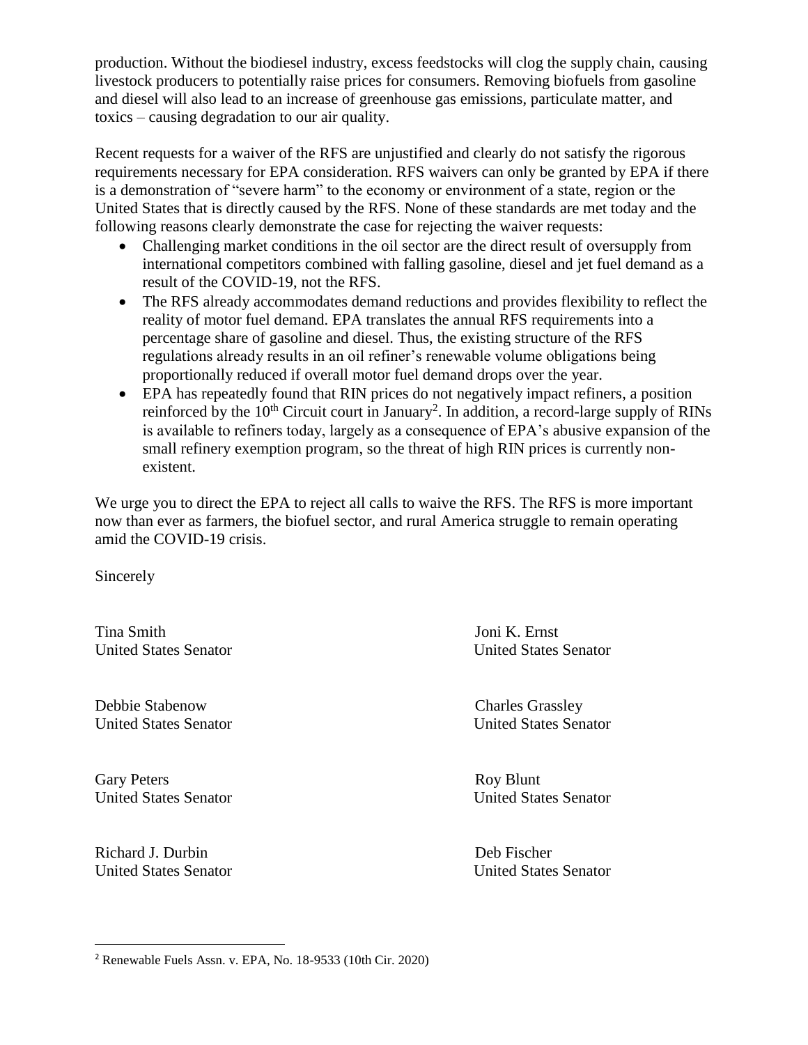production. Without the biodiesel industry, excess feedstocks will clog the supply chain, causing livestock producers to potentially raise prices for consumers. Removing biofuels from gasoline and diesel will also lead to an increase of greenhouse gas emissions, particulate matter, and toxics – causing degradation to our air quality.

Recent requests for a waiver of the RFS are unjustified and clearly do not satisfy the rigorous requirements necessary for EPA consideration. RFS waivers can only be granted by EPA if there is a demonstration of "severe harm" to the economy or environment of a state, region or the United States that is directly caused by the RFS. None of these standards are met today and the following reasons clearly demonstrate the case for rejecting the waiver requests:

- Challenging market conditions in the oil sector are the direct result of oversupply from international competitors combined with falling gasoline, diesel and jet fuel demand as a result of the COVID-19, not the RFS.
- The RFS already accommodates demand reductions and provides flexibility to reflect the reality of motor fuel demand. EPA translates the annual RFS requirements into a percentage share of gasoline and diesel. Thus, the existing structure of the RFS regulations already results in an oil refiner's renewable volume obligations being proportionally reduced if overall motor fuel demand drops over the year.
- EPA has repeatedly found that RIN prices do not negatively impact refiners, a position reinforced by the 10th Circuit court in January[2]. In addition, a record-large supply of RINs is available to refiners today, largely as a consequence of EPA's abusive expansion of the small refinery exemption program, so the threat of high RIN prices is currently non-existent.

We urge you to direct the EPA to reject all calls to waive the RFS. The RFS is more important now than ever as farmers, the biofuel sector, and rural America struggle to remain operating amid the COVID-19 crisis.

Sincerely

Tina Smith
United States Senator

Joni K. Ernst
United States Senator

Debbie Stabenow
United States Senator

Charles Grassley
United States Senator

Gary Peters
United States Senator

Roy Blunt
United States Senator

Richard J. Durbin
United States Senator

Deb Fischer
United States Senator

---

[2] Renewable Fuels Assn. v. EPA, No. 18-9533 (10th Cir. 2020)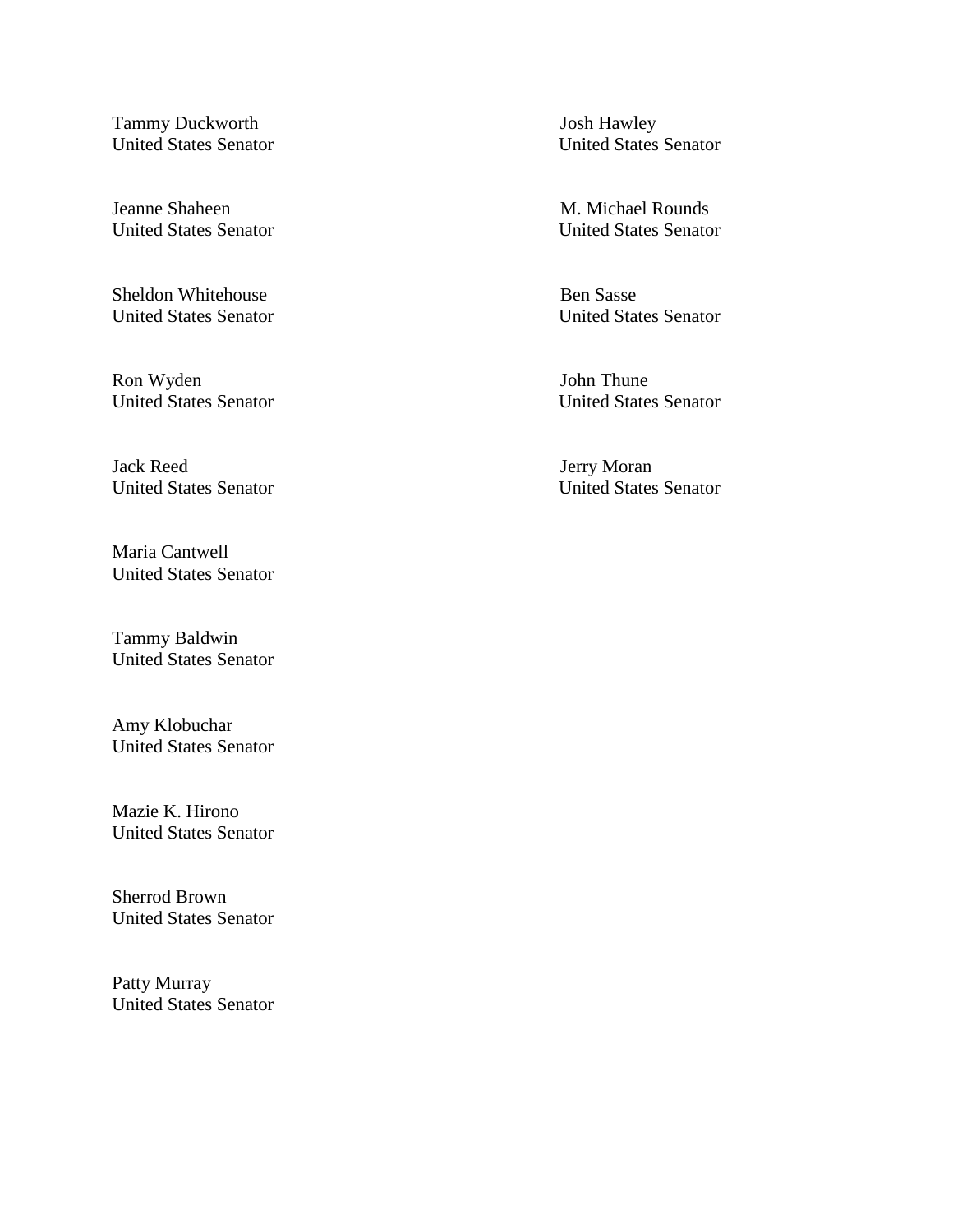Tammy Duckworth
United States Senator

Jeanne Shaheen
United States Senator

Sheldon Whitehouse
United States Senator

Ron Wyden
United States Senator

Jack Reed
United States Senator

Maria Cantwell
United States Senator

Tammy Baldwin
United States Senator

Amy Klobuchar
United States Senator

Mazie K. Hirono
United States Senator

Sherrod Brown
United States Senator

Patty Murray
United States Senator

Josh Hawley
United States Senator

M. Michael Rounds
United States Senator

Ben Sasse
United States Senator

John Thune
United States Senator

Jerry Moran
United States Senator